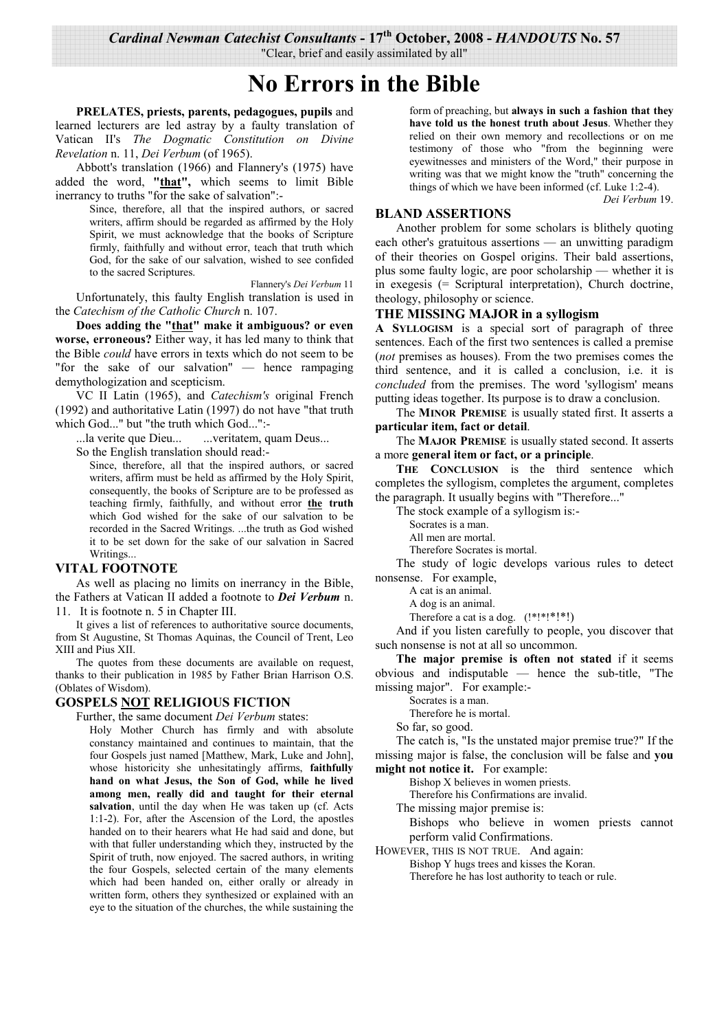*Cardinal Newman Catechist Consultants* - 17th October, 2008 - *HANDOUTS* No. 57

"Clear, brief and easily assimilated by all"

# No Errors in the Bible

**PRELATES, priests, parents, pedagogues, pupils** and learned lecturers are led astray by a faulty translation of Vatican II's *The Dogmatic Constitution on Divine Revelation* n. 11, *Dei Verbum* (of 1965).

Abbott's translation (1966) and Flannery's (1975) have added the word, **"that",** which seems to limit Bible inerrancy to truths "for the sake of salvation":-

> Since, therefore, all that the inspired authors, or sacred writers, affirm should be regarded as affirmed by the Holy Spirit, we must acknowledge that the books of Scripture firmly, faithfully and without error, teach that truth which God, for the sake of our salvation, wished to see confided to the sacred Scriptures.
>
> Flannery's *Dei Verbum* 11

Unfortunately, this faulty English translation is used in the *Catechism of the Catholic Church* n. 107.

**Does adding the "that" make it ambiguous? or even worse, erroneous?** Either way, it has led many to think that the Bible *could* have errors in texts which do not seem to be "for the sake of our salvation" — hence rampaging demythologization and scepticism.

VC II Latin (1965), and *Catechism's* original French (1992) and authoritative Latin (1997) do not have "that truth which God..." but "the truth which God...":-

...la verite que Dieu... ...veritatem, quam Deus...

So the English translation should read:-

> Since, therefore, all that the inspired authors, or sacred writers, affirm must be held as affirmed by the Holy Spirit, consequently, the books of Scripture are to be professed as teaching firmly, faithfully, and without error **the truth** which God wished for the sake of our salvation to be recorded in the Sacred Writings. ...the truth as God wished it to be set down for the sake of our salvation in Sacred Writings...

## VITAL FOOTNOTE

As well as placing no limits on inerrancy in the Bible, the Fathers at Vatican II added a footnote to ***Dei Verbum*** n. 11. It is footnote n. 5 in Chapter III.

It gives a list of references to authoritative source documents, from St Augustine, St Thomas Aquinas, the Council of Trent, Leo XIII and Pius XII.

The quotes from these documents are available on request, thanks to their publication in 1985 by Father Brian Harrison O.S. (Oblates of Wisdom).

## GOSPELS NOT RELIGIOUS FICTION

Further, the same document *Dei Verbum* states:

> Holy Mother Church has firmly and with absolute constancy maintained and continues to maintain, that the four Gospels just named [Matthew, Mark, Luke and John], whose historicity she unhesitatingly affirms, **faithfully hand on what Jesus, the Son of God, while he lived among men, really did and taught for their eternal salvation**, until the day when He was taken up (cf. Acts 1:1-2). For, after the Ascension of the Lord, the apostles handed on to their hearers what He had said and done, but with that fuller understanding which they, instructed by the Spirit of truth, now enjoyed. The sacred authors, in writing the four Gospels, selected certain of the many elements which had been handed on, either orally or already in written form, others they synthesized or explained with an eye to the situation of the churches, the while sustaining the form of preaching, but **always in such a fashion that they have told us the honest truth about Jesus**. Whether they relied on their own memory and recollections or on me testimony of those who "from the beginning were eyewitnesses and ministers of the Word," their purpose in writing was that we might know the "truth" concerning the things of which we have been informed (cf. Luke 1:2-4).
>
> *Dei Verbum* 19.

## BLAND ASSERTIONS

Another problem for some scholars is blithely quoting each other's gratuitous assertions — an unwitting paradigm of their theories on Gospel origins. Their bald assertions, plus some faulty logic, are poor scholarship — whether it is in exegesis (= Scriptural interpretation), Church doctrine, theology, philosophy or science.

## THE MISSING MAJOR in a syllogism

**A SYLLOGISM** is a special sort of paragraph of three sentences. Each of the first two sentences is called a premise (*not* premises as houses). From the two premises comes the third sentence, and it is called a conclusion, i.e. it is *concluded* from the premises. The word 'syllogism' means putting ideas together. Its purpose is to draw a conclusion.

The **MINOR PREMISE** is usually stated first. It asserts a **particular item, fact or detail**.

The **MAJOR PREMISE** is usually stated second. It asserts a more **general item or fact, or a principle**.

**THE CONCLUSION** is the third sentence which completes the syllogism, completes the argument, completes the paragraph. It usually begins with "Therefore..."

The stock example of a syllogism is:-

Socrates is a man.
All men are mortal.
Therefore Socrates is mortal.

The study of logic develops various rules to detect nonsense. For example,

A cat is an animal.
A dog is an animal.
Therefore a cat is a dog. (!*!*!*!*!)

And if you listen carefully to people, you discover that such nonsense is not at all so uncommon.

**The major premise is often not stated** if it seems obvious and indisputable — hence the sub-title, "The missing major". For example:-

Socrates is a man.
Therefore he is mortal.

So far, so good.

The catch is, "Is the unstated major premise true?" If the missing major is false, the conclusion will be false and **you might not notice it.** For example:

Bishop X believes in women priests.
Therefore his Confirmations are invalid.

The missing major premise is:

Bishops who believe in women priests cannot perform valid Confirmations.

HOWEVER, THIS IS NOT TRUE. And again:

Bishop Y hugs trees and kisses the Koran.
Therefore he has lost authority to teach or rule.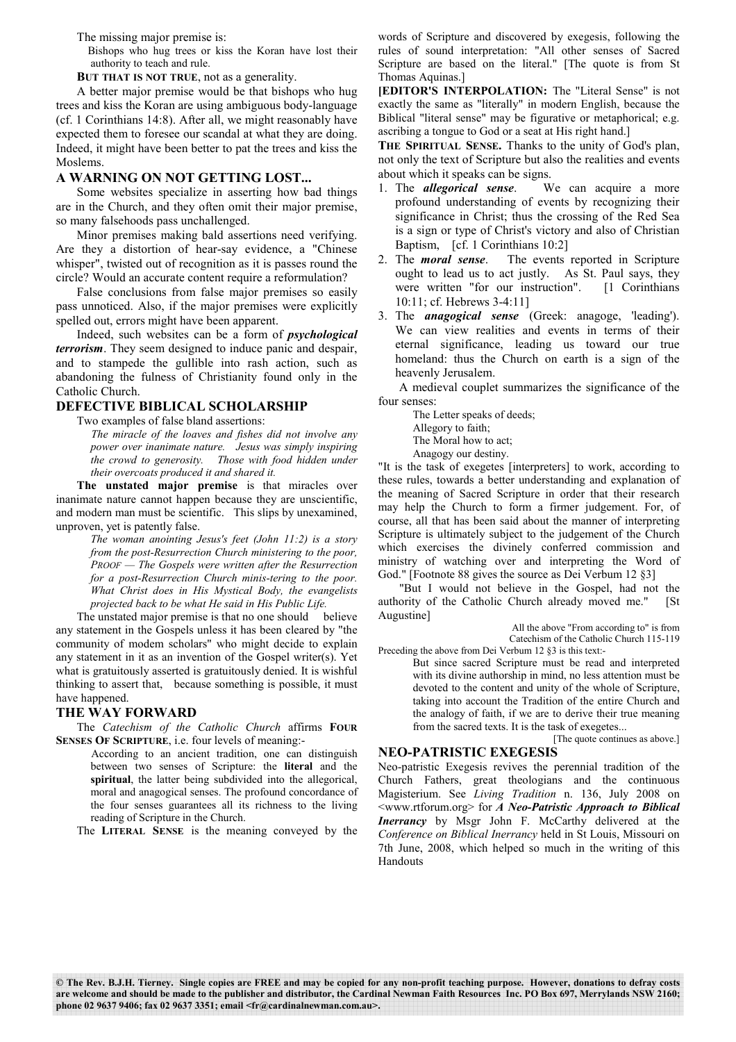The missing major premise is:

> Bishops who hug trees or kiss the Koran have lost their authority to teach and rule.

**BUT THAT IS NOT TRUE**, not as a generality.

A better major premise would be that bishops who hug trees and kiss the Koran are using ambiguous body-language (cf. 1 Corinthians 14:8). After all, we might reasonably have expected them to foresee our scandal at what they are doing. Indeed, it might have been better to pat the trees and kiss the Moslems.

## A WARNING ON NOT GETTING LOST...

Some websites specialize in asserting how bad things are in the Church, and they often omit their major premise, so many falsehoods pass unchallenged.

Minor premises making bald assertions need verifying. Are they a distortion of hear-say evidence, a "Chinese whisper", twisted out of recognition as it is passes round the circle? Would an accurate content require a reformulation?

False conclusions from false major premises so easily pass unnoticed. Also, if the major premises were explicitly spelled out, errors might have been apparent.

Indeed, such websites can be a form of ***psychological terrorism***. They seem designed to induce panic and despair, and to stampede the gullible into rash action, such as abandoning the fulness of Christianity found only in the Catholic Church.

## DEFECTIVE BIBLICAL SCHOLARSHIP

Two examples of false bland assertions:

> *The miracle of the loaves and fishes did not involve any power over inanimate nature. Jesus was simply inspiring the crowd to generosity. Those with food hidden under their overcoats produced it and shared it.*

**The unstated major premise** is that miracles over inanimate nature cannot happen because they are unscientific, and modern man must be scientific. This slips by unexamined, unproven, yet is patently false.

> *The woman anointing Jesus's feet (John 11:2) is a story from the post-Resurrection Church ministering to the poor, PROOF — The Gospels were written after the Resurrection for a post-Resurrection Church minis-tering to the poor. What Christ does in His Mystical Body, the evangelists projected back to be what He said in His Public Life.*

The unstated major premise is that no one should believe any statement in the Gospels unless it has been cleared by "the community of modem scholars" who might decide to explain any statement in it as an invention of the Gospel writer(s). Yet what is gratuitously asserted is gratuitously denied. It is wishful thinking to assert that, because something is possible, it must have happened.

## THE WAY FORWARD

The *Catechism of the Catholic Church* affirms **FOUR SENSES OF SCRIPTURE**, i.e. four levels of meaning:-

> According to an ancient tradition, one can distinguish between two senses of Scripture: the **literal** and the **spiritual**, the latter being subdivided into the allegorical, moral and anagogical senses. The profound concordance of the four senses guarantees all its richness to the living reading of Scripture in the Church.

The **LITERAL SENSE** is the meaning conveyed by the words of Scripture and discovered by exegesis, following the rules of sound interpretation: "All other senses of Sacred Scripture are based on the literal." [The quote is from St Thomas Aquinas.]

**[EDITOR'S INTERPOLATION:** The "Literal Sense" is not exactly the same as "literally" in modern English, because the Biblical "literal sense" may be figurative or metaphorical; e.g. ascribing a tongue to God or a seat at His right hand.]

**THE SPIRITUAL SENSE.** Thanks to the unity of God's plan, not only the text of Scripture but also the realities and events about which it speaks can be signs.

1. The ***allegorical sense***. We can acquire a more profound understanding of events by recognizing their significance in Christ; thus the crossing of the Red Sea is a sign or type of Christ's victory and also of Christian Baptism, [cf. 1 Corinthians 10:2]
2. The ***moral sense***. The events reported in Scripture ought to lead us to act justly. As St. Paul says, they were written "for our instruction". [1 Corinthians 10:11; cf. Hebrews 3-4:11]
3. The ***anagogical sense*** (Greek: anagoge, 'leading'). We can view realities and events in terms of their eternal significance, leading us toward our true homeland: thus the Church on earth is a sign of the heavenly Jerusalem.

A medieval couplet summarizes the significance of the four senses:

> The Letter speaks of deeds;
> Allegory to faith;
> The Moral how to act;
> Anagogy our destiny.

"It is the task of exegetes [interpreters] to work, according to these rules, towards a better understanding and explanation of the meaning of Sacred Scripture in order that their research may help the Church to form a firmer judgement. For, of course, all that has been said about the manner of interpreting Scripture is ultimately subject to the judgement of the Church which exercises the divinely conferred commission and ministry of watching over and interpreting the Word of God." [Footnote 88 gives the source as Dei Verbum 12 §3]

"But I would not believe in the Gospel, had not the authority of the Catholic Church already moved me." [St Augustine]

All the above "From according to" is from Catechism of the Catholic Church 115-119

Preceding the above from Dei Verbum 12 §3 is this text:-

> But since sacred Scripture must be read and interpreted with its divine authorship in mind, no less attention must be devoted to the content and unity of the whole of Scripture, taking into account the Tradition of the entire Church and the analogy of faith, if we are to derive their true meaning from the sacred texts. It is the task of exegetes...

[The quote continues as above.]

## NEO-PATRISTIC EXEGESIS

Neo-patristic Exegesis revives the perennial tradition of the Church Fathers, great theologians and the continuous Magisterium. See *Living Tradition* n. 136, July 2008 on <www.rtforum.org> for ***A Neo-Patristic Approach to Biblical Inerrancy*** by Msgr John F. McCarthy delivered at the *Conference on Biblical Inerrancy* held in St Louis, Missouri on 7th June, 2008, which helped so much in the writing of this Handouts

**© The Rev. B.J.H. Tierney. Single copies are FREE and may be copied for any non-profit teaching purpose. However, donations to defray costs are welcome and should be made to the publisher and distributor, the Cardinal Newman Faith Resources Inc. PO Box 697, Merrylands NSW 2160; phone 02 9637 9406; fax 02 9637 3351; email <fr@cardinalnewman.com.au>.**